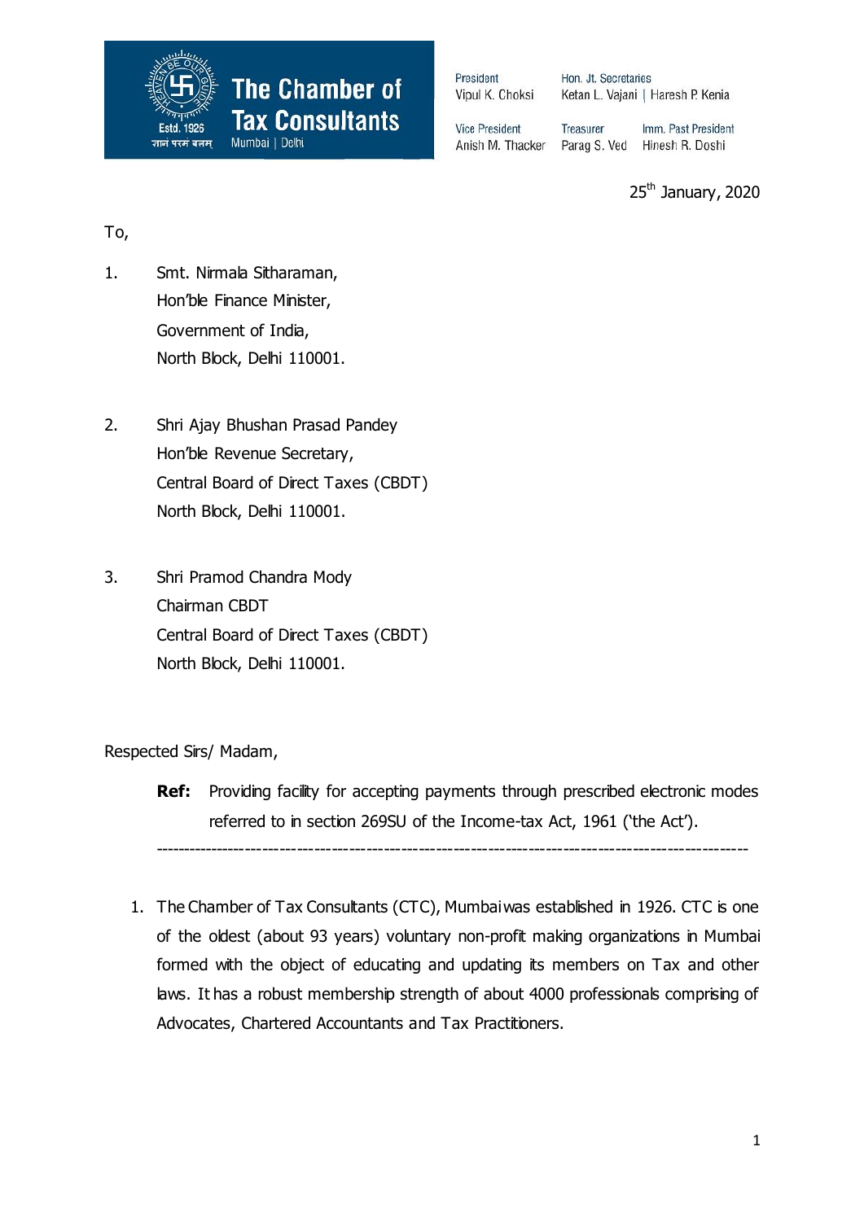**The Chamber of Tax Consultants**
Estd. 1926
ज्ञानं परमं बलम्
Mumbai | Delhi

President
Vipul K. Choksi

Hon. Jt. Secretaries
Ketan L. Vajani | Haresh P. Kenia

Vice President
Anish M. Thacker

Treasurer
Parag S. Ved

Imm. Past President
Hinesh R. Doshi

25th January, 2020

To,

1. Smt. Nirmala Sitharaman,
   Hon'ble Finance Minister,
   Government of India,
   North Block, Delhi 110001.

2. Shri Ajay Bhushan Prasad Pandey
   Hon'ble Revenue Secretary,
   Central Board of Direct Taxes (CBDT)
   North Block, Delhi 110001.

3. Shri Pramod Chandra Mody
   Chairman CBDT
   Central Board of Direct Taxes (CBDT)
   North Block, Delhi 110001.

Respected Sirs/ Madam,

**Ref:** Providing facility for accepting payments through prescribed electronic modes referred to in section 269SU of the Income-tax Act, 1961 ('the Act').

---

1. The Chamber of Tax Consultants (CTC), Mumbai was established in 1926. CTC is one of the oldest (about 93 years) voluntary non-profit making organizations in Mumbai formed with the object of educating and updating its members on Tax and other laws. It has a robust membership strength of about 4000 professionals comprising of Advocates, Chartered Accountants and Tax Practitioners.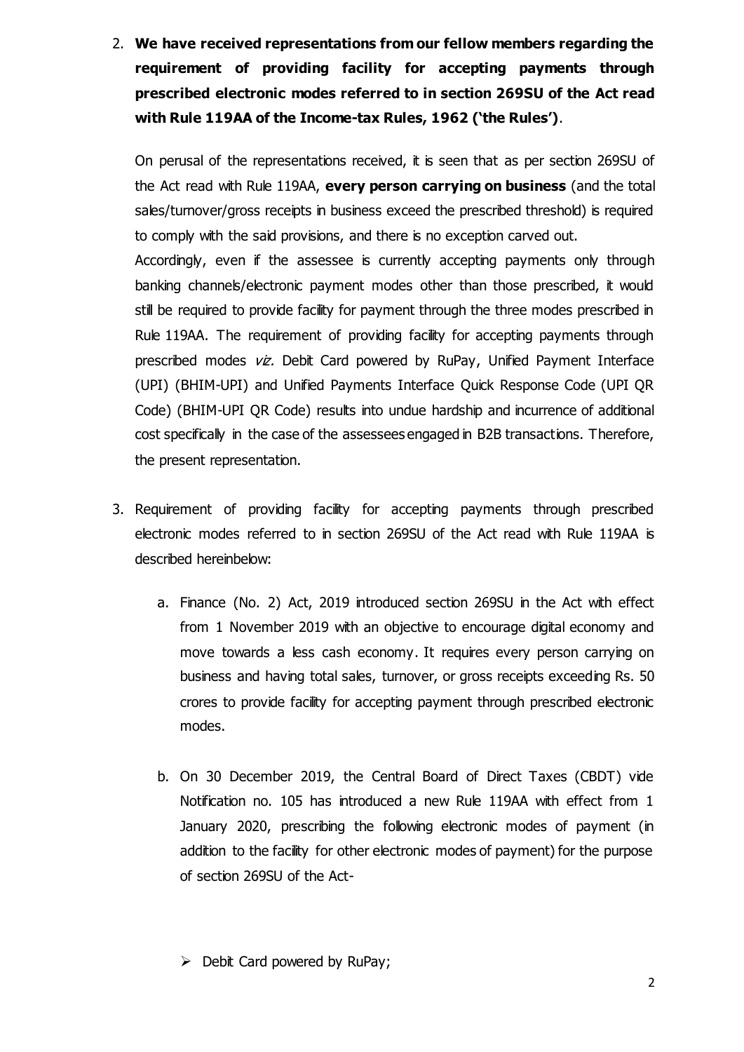2. **We have received representations from our fellow members regarding the requirement of providing facility for accepting payments through prescribed electronic modes referred to in section 269SU of the Act read with Rule 119AA of the Income-tax Rules, 1962 ('the Rules')**.

   On perusal of the representations received, it is seen that as per section 269SU of the Act read with Rule 119AA, **every person carrying on business** (and the total sales/turnover/gross receipts in business exceed the prescribed threshold) is required to comply with the said provisions, and there is no exception carved out.

   Accordingly, even if the assessee is currently accepting payments only through banking channels/electronic payment modes other than those prescribed, it would still be required to provide facility for payment through the three modes prescribed in Rule 119AA. The requirement of providing facility for accepting payments through prescribed modes *viz.* Debit Card powered by RuPay, Unified Payment Interface (UPI) (BHIM-UPI) and Unified Payments Interface Quick Response Code (UPI QR Code) (BHIM-UPI QR Code) results into undue hardship and incurrence of additional cost specifically in the case of the assessees engaged in B2B transactions. Therefore, the present representation.

3. Requirement of providing facility for accepting payments through prescribed electronic modes referred to in section 269SU of the Act read with Rule 119AA is described hereinbelow:

   a. Finance (No. 2) Act, 2019 introduced section 269SU in the Act with effect from 1 November 2019 with an objective to encourage digital economy and move towards a less cash economy. It requires every person carrying on business and having total sales, turnover, or gross receipts exceeding Rs. 50 crores to provide facility for accepting payment through prescribed electronic modes.

   b. On 30 December 2019, the Central Board of Direct Taxes (CBDT) vide Notification no. 105 has introduced a new Rule 119AA with effect from 1 January 2020, prescribing the following electronic modes of payment (in addition to the facility for other electronic modes of payment) for the purpose of section 269SU of the Act-

      - Debit Card powered by RuPay;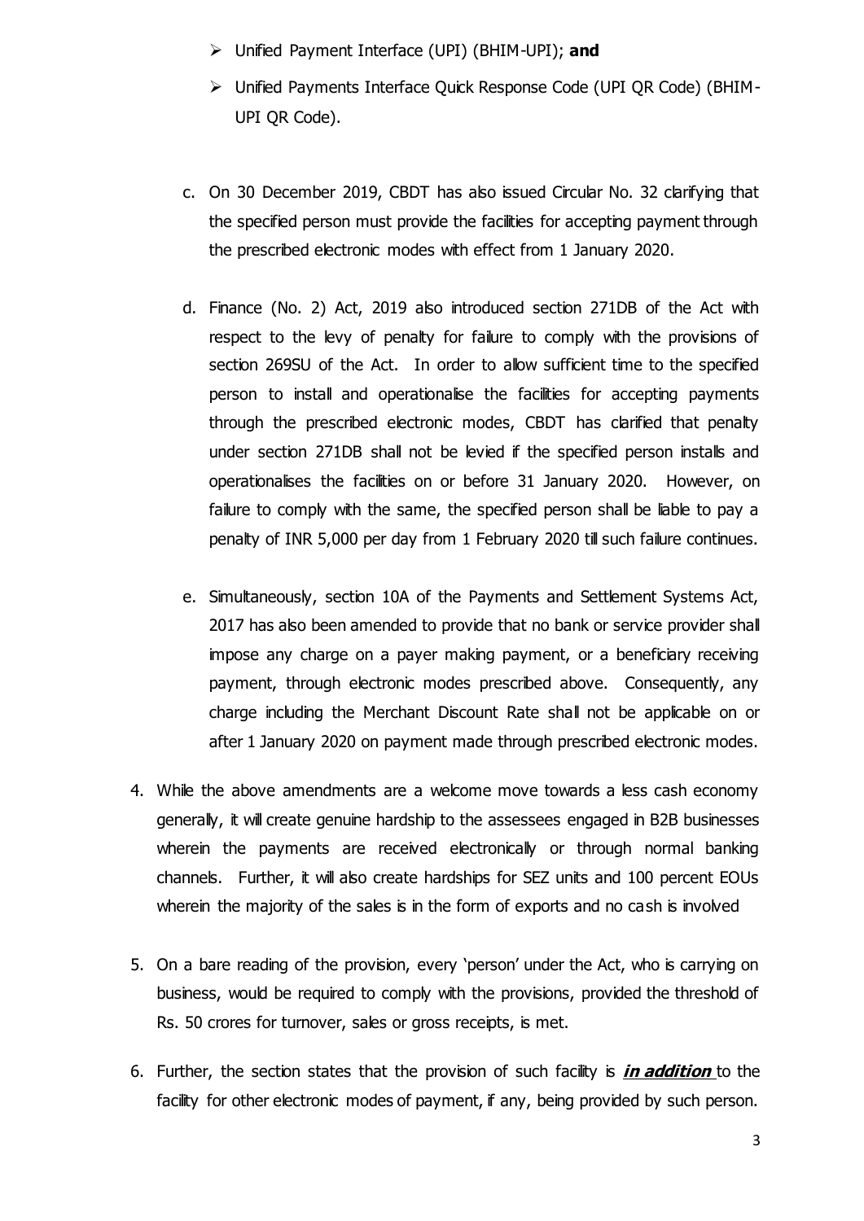- Unified Payment Interface (UPI) (BHIM-UPI); **and**
- Unified Payments Interface Quick Response Code (UPI QR Code) (BHIM-UPI QR Code).

c. On 30 December 2019, CBDT has also issued Circular No. 32 clarifying that the specified person must provide the facilities for accepting payment through the prescribed electronic modes with effect from 1 January 2020.

d. Finance (No. 2) Act, 2019 also introduced section 271DB of the Act with respect to the levy of penalty for failure to comply with the provisions of section 269SU of the Act. In order to allow sufficient time to the specified person to install and operationalise the facilities for accepting payments through the prescribed electronic modes, CBDT has clarified that penalty under section 271DB shall not be levied if the specified person installs and operationalises the facilities on or before 31 January 2020. However, on failure to comply with the same, the specified person shall be liable to pay a penalty of INR 5,000 per day from 1 February 2020 till such failure continues.

e. Simultaneously, section 10A of the Payments and Settlement Systems Act, 2017 has also been amended to provide that no bank or service provider shall impose any charge on a payer making payment, or a beneficiary receiving payment, through electronic modes prescribed above. Consequently, any charge including the Merchant Discount Rate shall not be applicable on or after 1 January 2020 on payment made through prescribed electronic modes.

4. While the above amendments are a welcome move towards a less cash economy generally, it will create genuine hardship to the assessees engaged in B2B businesses wherein the payments are received electronically or through normal banking channels. Further, it will also create hardships for SEZ units and 100 percent EOUs wherein the majority of the sales is in the form of exports and no cash is involved

5. On a bare reading of the provision, every 'person' under the Act, who is carrying on business, would be required to comply with the provisions, provided the threshold of Rs. 50 crores for turnover, sales or gross receipts, is met.

6. Further, the section states that the provision of such facility is ***in addition*** to the facility for other electronic modes of payment, if any, being provided by such person.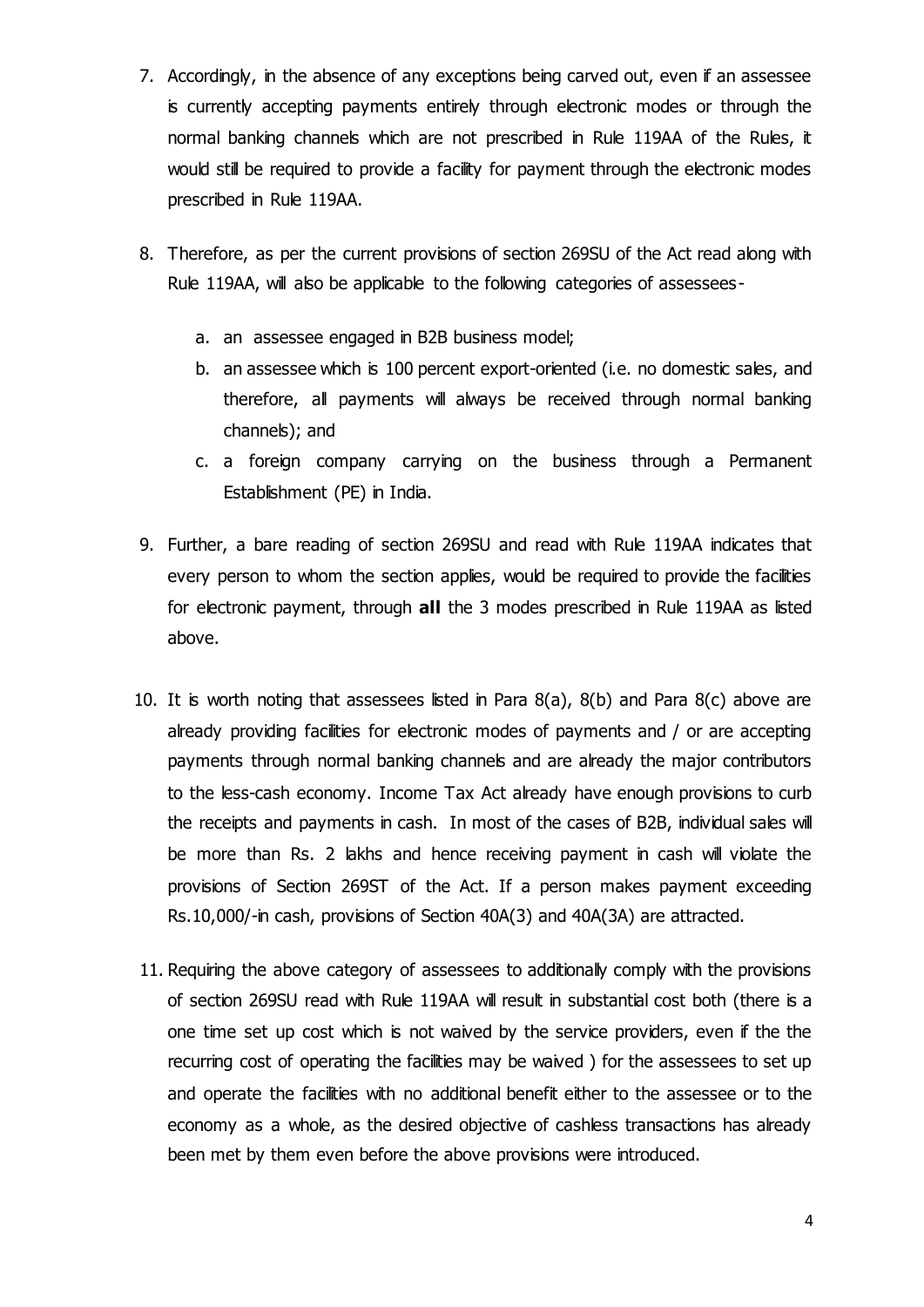7. Accordingly, in the absence of any exceptions being carved out, even if an assessee is currently accepting payments entirely through electronic modes or through the normal banking channels which are not prescribed in Rule 119AA of the Rules, it would still be required to provide a facility for payment through the electronic modes prescribed in Rule 119AA.

8. Therefore, as per the current provisions of section 269SU of the Act read along with Rule 119AA, will also be applicable to the following categories of assessees-

   a. an assessee engaged in B2B business model;
   b. an assessee which is 100 percent export-oriented (i.e. no domestic sales, and therefore, all payments will always be received through normal banking channels); and
   c. a foreign company carrying on the business through a Permanent Establishment (PE) in India.

9. Further, a bare reading of section 269SU and read with Rule 119AA indicates that every person to whom the section applies, would be required to provide the facilities for electronic payment, through **all** the 3 modes prescribed in Rule 119AA as listed above.

10. It is worth noting that assessees listed in Para 8(a), 8(b) and Para 8(c) above are already providing facilities for electronic modes of payments and / or are accepting payments through normal banking channels and are already the major contributors to the less-cash economy. Income Tax Act already have enough provisions to curb the receipts and payments in cash. In most of the cases of B2B, individual sales will be more than Rs. 2 lakhs and hence receiving payment in cash will violate the provisions of Section 269ST of the Act. If a person makes payment exceeding Rs.10,000/-in cash, provisions of Section 40A(3) and 40A(3A) are attracted.

11. Requiring the above category of assessees to additionally comply with the provisions of section 269SU read with Rule 119AA will result in substantial cost both (there is a one time set up cost which is not waived by the service providers, even if the the recurring cost of operating the facilities may be waived ) for the assessees to set up and operate the facilities with no additional benefit either to the assessee or to the economy as a whole, as the desired objective of cashless transactions has already been met by them even before the above provisions were introduced.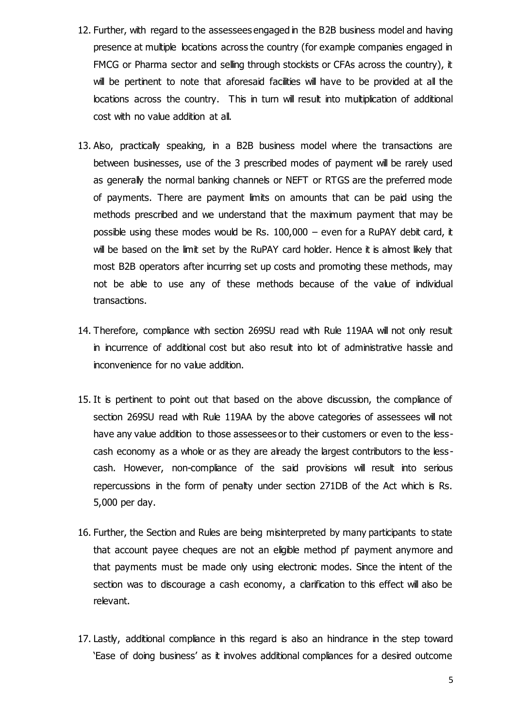12. Further, with regard to the assessees engaged in the B2B business model and having presence at multiple locations across the country (for example companies engaged in FMCG or Pharma sector and selling through stockists or CFAs across the country), it will be pertinent to note that aforesaid facilities will have to be provided at all the locations across the country. This in turn will result into multiplication of additional cost with no value addition at all.

13. Also, practically speaking, in a B2B business model where the transactions are between businesses, use of the 3 prescribed modes of payment will be rarely used as generally the normal banking channels or NEFT or RTGS are the preferred mode of payments. There are payment limits on amounts that can be paid using the methods prescribed and we understand that the maximum payment that may be possible using these modes would be Rs. 100,000 – even for a RuPAY debit card, it will be based on the limit set by the RuPAY card holder. Hence it is almost likely that most B2B operators after incurring set up costs and promoting these methods, may not be able to use any of these methods because of the value of individual transactions.

14. Therefore, compliance with section 269SU read with Rule 119AA will not only result in incurrence of additional cost but also result into lot of administrative hassle and inconvenience for no value addition.

15. It is pertinent to point out that based on the above discussion, the compliance of section 269SU read with Rule 119AA by the above categories of assessees will not have any value addition to those assessees or to their customers or even to the less-cash economy as a whole or as they are already the largest contributors to the less-cash. However, non-compliance of the said provisions will result into serious repercussions in the form of penalty under section 271DB of the Act which is Rs. 5,000 per day.

16. Further, the Section and Rules are being misinterpreted by many participants to state that account payee cheques are not an eligible method pf payment anymore and that payments must be made only using electronic modes. Since the intent of the section was to discourage a cash economy, a clarification to this effect will also be relevant.

17. Lastly, additional compliance in this regard is also an hindrance in the step toward 'Ease of doing business' as it involves additional compliances for a desired outcome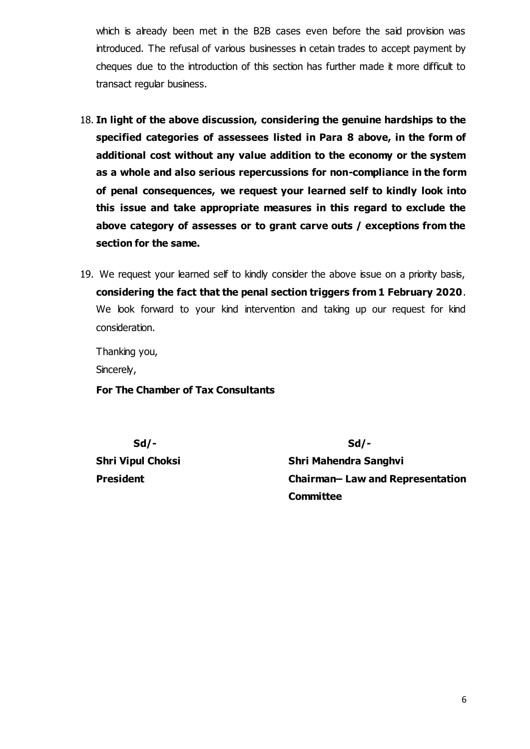which is already been met in the B2B cases even before the said provision was introduced. The refusal of various businesses in cetain trades to accept payment by cheques due to the introduction of this section has further made it more difficult to transact regular business.

18. **In light of the above discussion, considering the genuine hardships to the specified categories of assessees listed in Para 8 above, in the form of additional cost without any value addition to the economy or the system as a whole and also serious repercussions for non-compliance in the form of penal consequences, we request your learned self to kindly look into this issue and take appropriate measures in this regard to exclude the above category of assesses or to grant carve outs / exceptions from the section for the same.**

19. We request your learned self to kindly consider the above issue on a priority basis, **considering the fact that the penal section triggers from 1 February 2020**. We look forward to your kind intervention and taking up our request for kind consideration.

Thanking you,

Sincerely,

**For The Chamber of Tax Consultants**

**Sd/-**
**Shri Vipul Choksi**
**President**

**Sd/-**
**Shri Mahendra Sanghvi**
**Chairman– Law and Representation Committee**